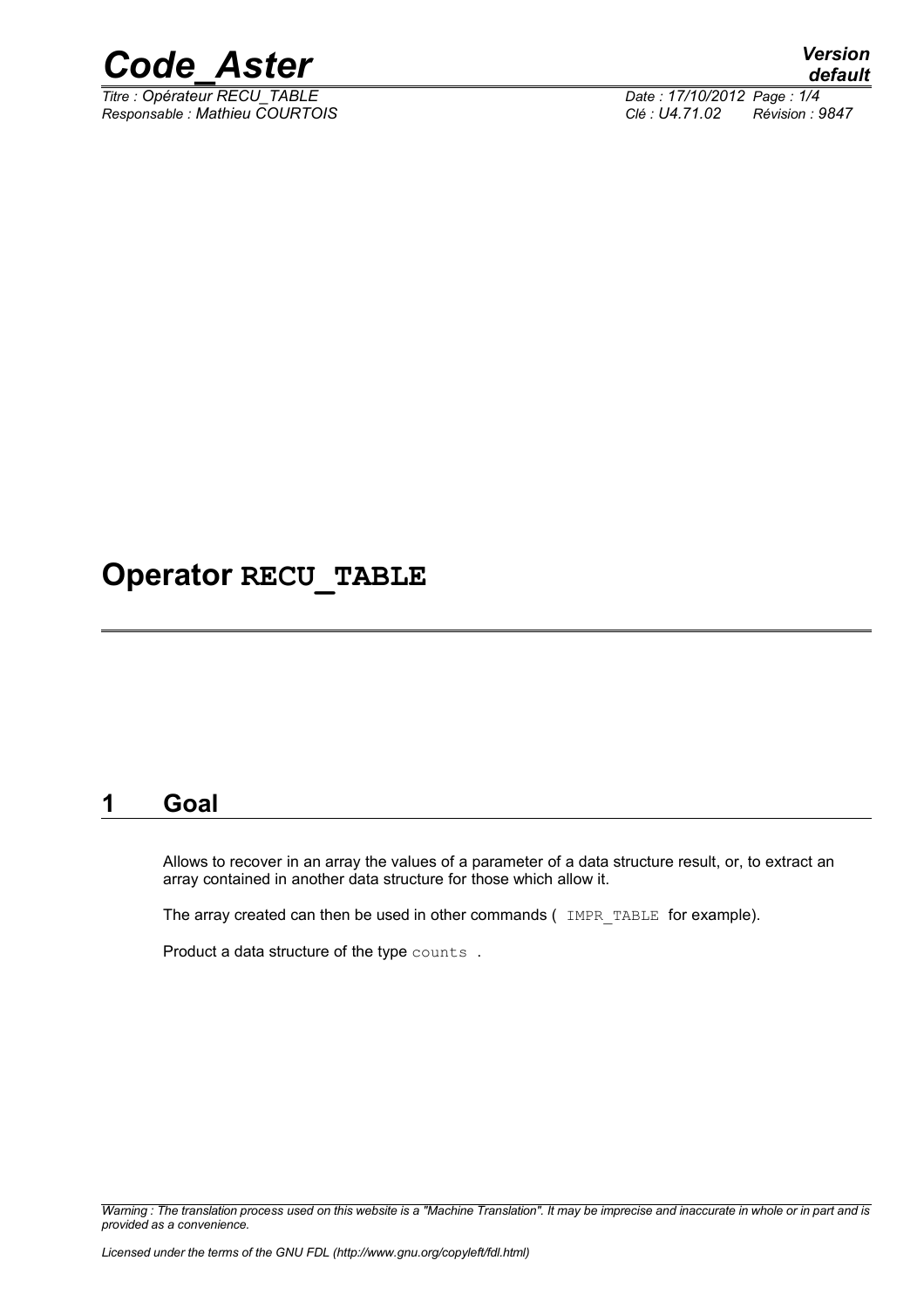# Operator RECU_TABLE

## 1 Goal

Allows to recover in an array the values of a parameter of a data structure result, or, to extract an array contained in another data structure for those which allow it.

The array created can then be used in other commands ( `IMPR_TABLE` for example).

Product a data structure of the type `counts` .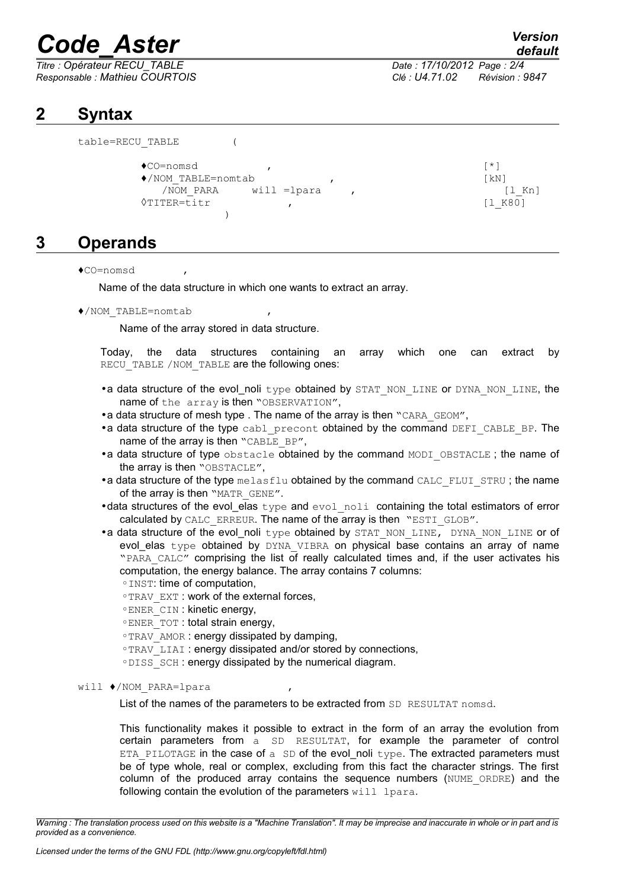## 2 Syntax

```
table=RECU_TABLE        (

        ♦CO=nomsd              ,                              [*]
        ♦/NOM_TABLE=nomtab           ,                        [kN]
           /NOM_PARA     will =lpara     ,                       [l_Kn]
        ◊TITER=titr            ,                              [l_K80]
                  )
```

## 3 Operands

♦CO=nomsd ,

Name of the data structure in which one wants to extract an array.

♦/NOM_TABLE=nomtab ,

Name of the array stored in data structure.

Today, the data structures containing an array which one can extract by RECU_TABLE /NOM_TABLE are the following ones:

- a data structure of the evol_noli type obtained by STAT_NON_LINE or DYNA_NON_LINE, the name of the array is then "OBSERVATION",
- a data structure of mesh type . The name of the array is then "CARA_GEOM",
- a data structure of the type cabl_precont obtained by the command DEFI_CABLE_BP. The name of the array is then "CABLE_BP",
- a data structure of type obstacle obtained by the command MODI_OBSTACLE ; the name of the array is then "OBSTACLE",
- a data structure of the type melasflu obtained by the command CALC_FLUI_STRU ; the name of the array is then "MATR_GENE".
- data structures of the evol_elas type and evol_noli containing the total estimators of error calculated by CALC_ERREUR. The name of the array is then "ESTI_GLOB".
- a data structure of the evol_noli type obtained by STAT_NON_LINE, DYNA_NON_LINE or of evol_elas type obtained by DYNA_VIBRA on physical base contains an array of name "PARA_CALC" comprising the list of really calculated times and, if the user activates his computation, the energy balance. The array contains 7 columns:
  - INST: time of computation,
  - TRAV_EXT : work of the external forces,
  - ENER_CIN : kinetic energy,
  - ENER_TOT : total strain energy,
  - TRAV_AMOR : energy dissipated by damping,
  - TRAV_LIAI : energy dissipated and/or stored by connections,
  - DISS_SCH : energy dissipated by the numerical diagram.

will ♦/NOM_PARA=lpara ,

List of the names of the parameters to be extracted from SD RESULTAT nomsd.

This functionality makes it possible to extract in the form of an array the evolution from certain parameters from a SD RESULTAT, for example the parameter of control ETA_PILOTAGE in the case of a SD of the evol_noli type. The extracted parameters must be of type whole, real or complex, excluding from this fact the character strings. The first column of the produced array contains the sequence numbers (NUME_ORDRE) and the following contain the evolution of the parameters will lpara.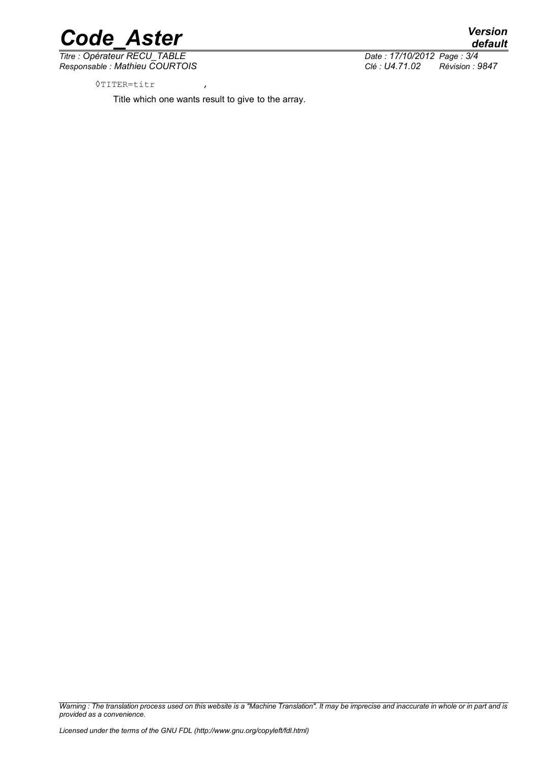◊TITER=titr ,

Title which one wants result to give to the array.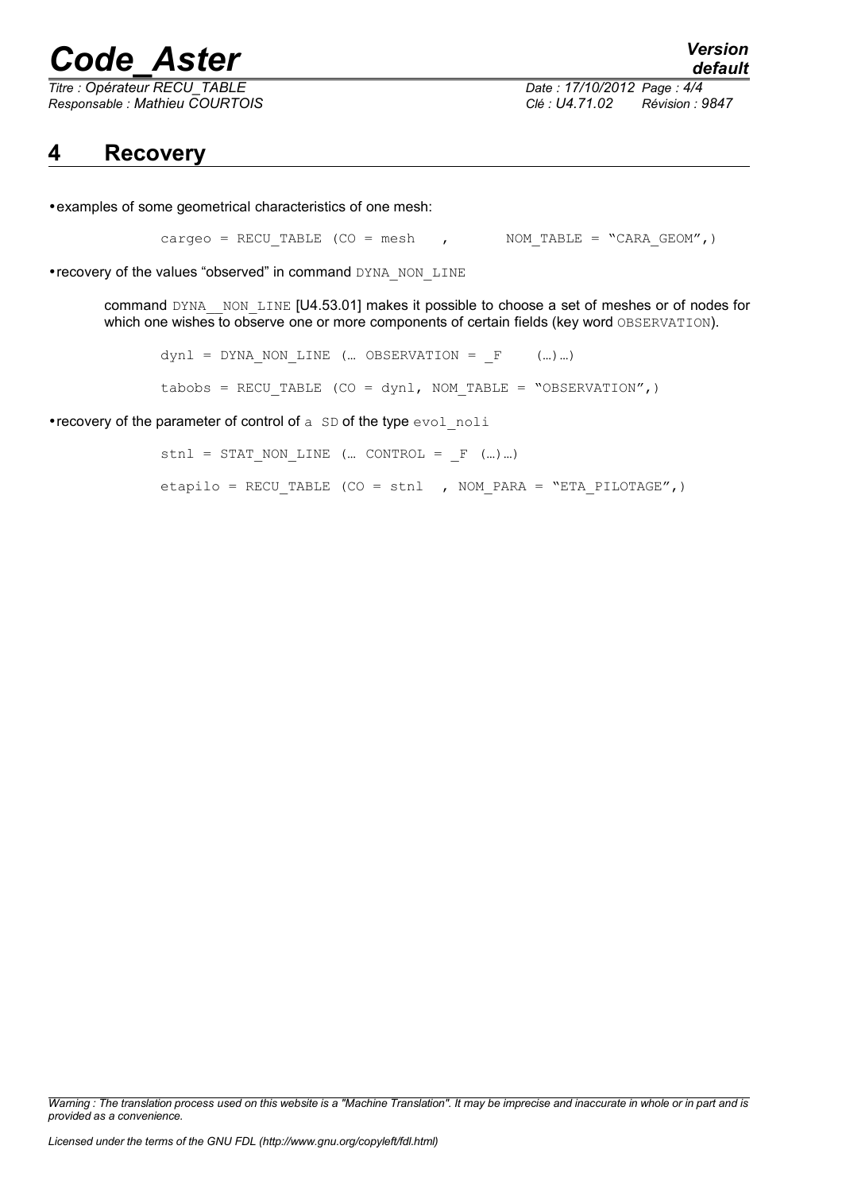# 4 Recovery

- examples of some geometrical characteristics of one mesh:

```
cargeo = RECU_TABLE (CO = mesh   ,        NOM_TABLE = "CARA_GEOM",)
```

- recovery of the values "observed" in command DYNA_NON_LINE

  command DYNA__NON_LINE [U4.53.01] makes it possible to choose a set of meshes or of nodes for which one wishes to observe one or more components of certain fields (key word OBSERVATION).

```
dynl = DYNA_NON_LINE (… OBSERVATION = _F    (…)…)

tabobs = RECU_TABLE (CO = dynl, NOM_TABLE = "OBSERVATION",)
```

- recovery of the parameter of control of a SD of the type evol_noli

```
stnl = STAT_NON_LINE (… CONTROL = _F (…)…)

etapilo = RECU_TABLE (CO = stnl  , NOM_PARA = "ETA_PILOTAGE",)
```